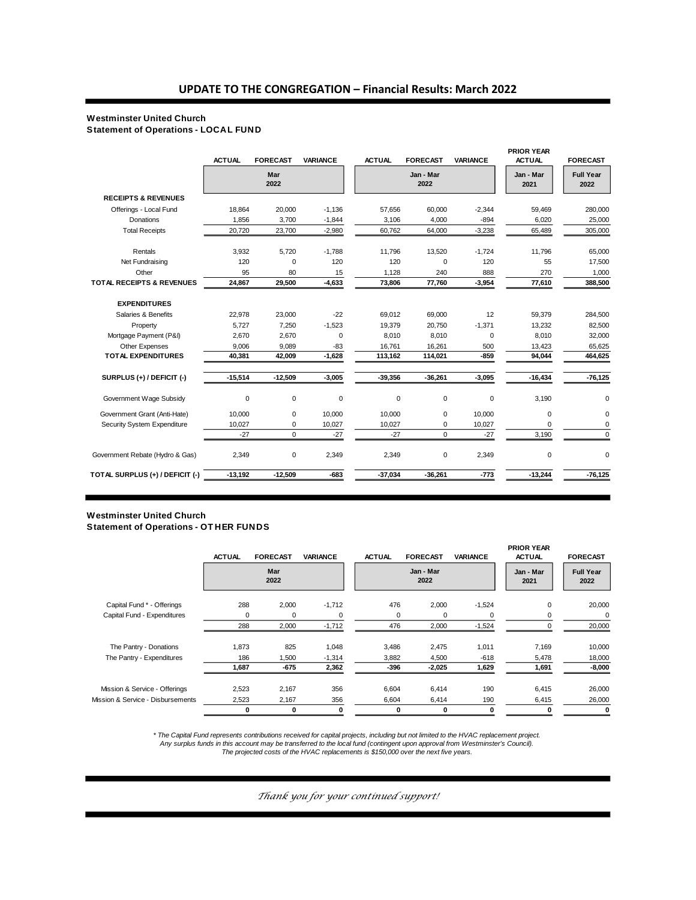# UPDATE TO THE CONGREGATION – Financial Results: March 2022

**Westminster United Church**
**Statement of Operations - LOCAL FUND**

| | ACTUAL | FORECAST | VARIANCE | ACTUAL | FORECAST | VARIANCE | PRIOR YEAR ACTUAL | FORECAST |
|---|---|---|---|---|---|---|---|---|
| | Mar 2022 | | | Jan - Mar 2022 | | | Jan - Mar 2021 | Full Year 2022 |
| **RECEIPTS & REVENUES** | | | | | | | | |
| Offerings - Local Fund | 18,864 | 20,000 | -1,136 | 57,656 | 60,000 | -2,344 | 59,469 | 280,000 |
| Donations | 1,856 | 3,700 | -1,844 | 3,106 | 4,000 | -894 | 6,020 | 25,000 |
| Total Receipts | 20,720 | 23,700 | -2,980 | 60,762 | 64,000 | -3,238 | 65,489 | 305,000 |
| Rentals | 3,932 | 5,720 | -1,788 | 11,796 | 13,520 | -1,724 | 11,796 | 65,000 |
| Net Fundraising | 120 | 0 | 120 | 120 | 0 | 120 | 55 | 17,500 |
| Other | 95 | 80 | 15 | 1,128 | 240 | 888 | 270 | 1,000 |
| **TOTAL RECEIPTS & REVENUES** | **24,867** | **29,500** | **-4,633** | **73,806** | **77,760** | **-3,954** | **77,610** | **388,500** |
| **EXPENDITURES** | | | | | | | | |
| Salaries & Benefits | 22,978 | 23,000 | -22 | 69,012 | 69,000 | 12 | 59,379 | 284,500 |
| Property | 5,727 | 7,250 | -1,523 | 19,379 | 20,750 | -1,371 | 13,232 | 82,500 |
| Mortgage Payment (P&I) | 2,670 | 2,670 | 0 | 8,010 | 8,010 | 0 | 8,010 | 32,000 |
| Other Expenses | 9,006 | 9,089 | -83 | 16,761 | 16,261 | 500 | 13,423 | 65,625 |
| **TOTAL EXPENDITURES** | **40,381** | **42,009** | **-1,628** | **113,162** | **114,021** | **-859** | **94,044** | **464,625** |
| **SURPLUS (+) / DEFICIT (-)** | **-15,514** | **-12,509** | **-3,005** | **-39,356** | **-36,261** | **-3,095** | **-16,434** | **-76,125** |
| Government Wage Subsidy | 0 | 0 | 0 | 0 | 0 | 0 | 3,190 | 0 |
| Government Grant (Anti-Hate) | 10,000 | 0 | 10,000 | 10,000 | 0 | 10,000 | 0 | 0 |
| Security System Expenditure | 10,027 | 0 | 10,027 | 10,027 | 0 | 10,027 | 0 | 0 |
| | -27 | 0 | -27 | -27 | 0 | -27 | 3,190 | 0 |
| Government Rebate (Hydro & Gas) | 2,349 | 0 | 2,349 | 2,349 | 0 | 2,349 | 0 | 0 |
| **TOTAL SURPLUS (+) / DEFICIT (-)** | **-13,192** | **-12,509** | **-683** | **-37,034** | **-36,261** | **-773** | **-13,244** | **-76,125** |

**Westminster United Church**
**Statement of Operations - OTHER FUNDS**

| | ACTUAL | FORECAST | VARIANCE | ACTUAL | FORECAST | VARIANCE | PRIOR YEAR ACTUAL | FORECAST |
|---|---|---|---|---|---|---|---|---|
| | Mar 2022 | | | Jan - Mar 2022 | | | Jan - Mar 2021 | Full Year 2022 |
| Capital Fund * - Offerings | 288 | 2,000 | -1,712 | 476 | 2,000 | -1,524 | 0 | 20,000 |
| Capital Fund - Expenditures | 0 | 0 | 0 | 0 | 0 | 0 | 0 | 0 |
| | 288 | 2,000 | -1,712 | 476 | 2,000 | -1,524 | 0 | 20,000 |
| The Pantry - Donations | 1,873 | 825 | 1,048 | 3,486 | 2,475 | 1,011 | 7,169 | 10,000 |
| The Pantry - Expenditures | 186 | 1,500 | -1,314 | 3,882 | 4,500 | -618 | 5,478 | 18,000 |
| | **1,687** | **-675** | **2,362** | **-396** | **-2,025** | **1,629** | **1,691** | **-8,000** |
| Mission & Service - Offerings | 2,523 | 2,167 | 356 | 6,604 | 6,414 | 190 | 6,415 | 26,000 |
| Mission & Service - Disbursements | 2,523 | 2,167 | 356 | 6,604 | 6,414 | 190 | 6,415 | 26,000 |
| | **0** | **0** | **0** | **0** | **0** | **0** | **0** | **0** |

*\* The Capital Fund represents contributions received for capital projects, including but not limited to the HVAC replacement project. Any surplus funds in this account may be transferred to the local fund (contingent upon approval from Westminster's Council). The projected costs of the HVAC replacements is $150,000 over the next five years.*

*Thank you for your continued support!*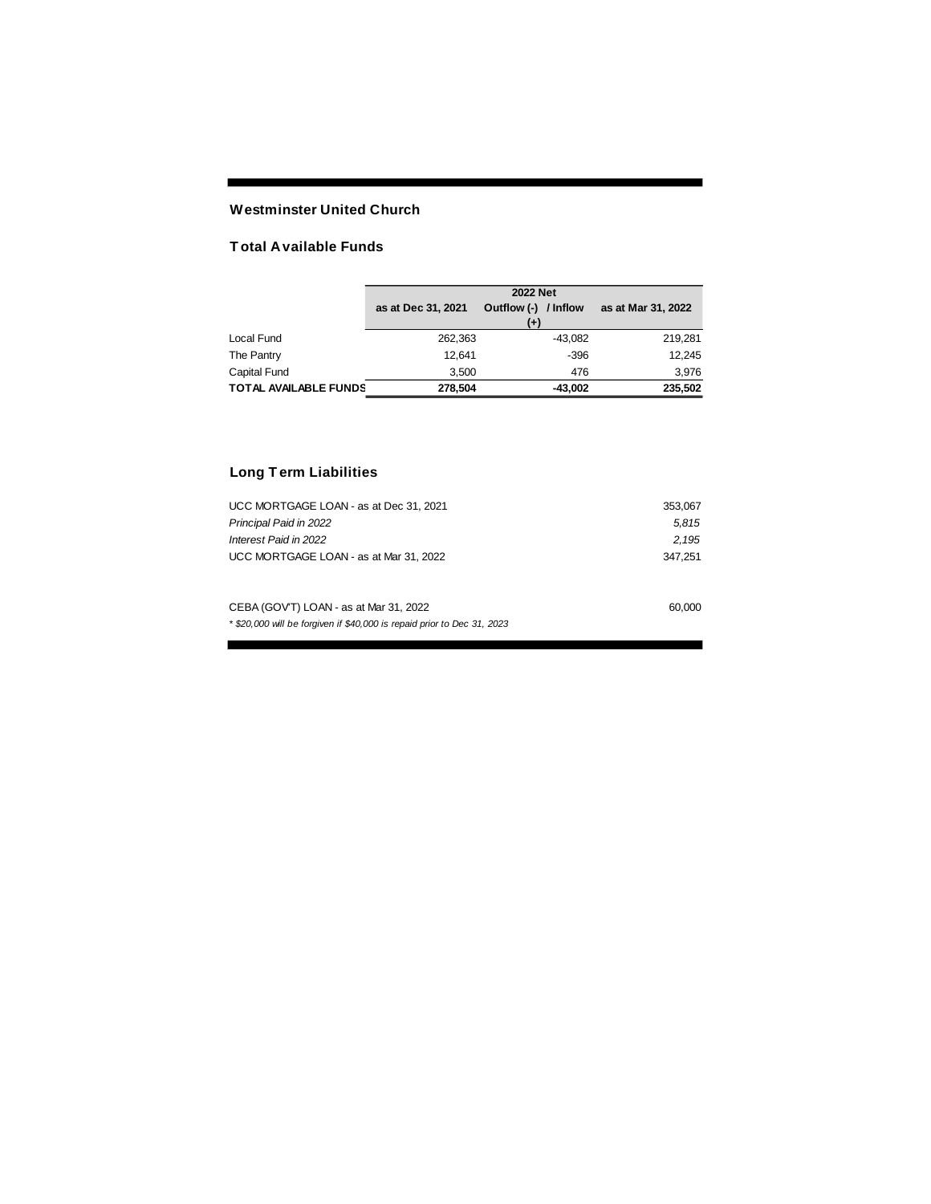## Westminster United Church

### Total Available Funds

| | as at Dec 31, 2021 | 2022 Net Outflow (-) / Inflow (+) | as at Mar 31, 2022 |
|---|---|---|---|
| Local Fund | 262,363 | -43,082 | 219,281 |
| The Pantry | 12,641 | -396 | 12,245 |
| Capital Fund | 3,500 | 476 | 3,976 |
| **TOTAL AVAILABLE FUNDS** | **278,504** | **-43,002** | **235,502** |

### Long Term Liabilities

| | |
|---|---|
| UCC MORTGAGE LOAN - as at Dec 31, 2021 | 353,067 |
| *Principal Paid in 2022* | *5,815* |
| *Interest Paid in 2022* | *2,195* |
| UCC MORTGAGE LOAN - as at Mar 31, 2022 | 347,251 |

| | |
|---|---|
| CEBA (GOV'T) LOAN - as at Mar 31, 2022 | 60,000 |

*\* $20,000 will be forgiven if $40,000 is repaid prior to Dec 31, 2023*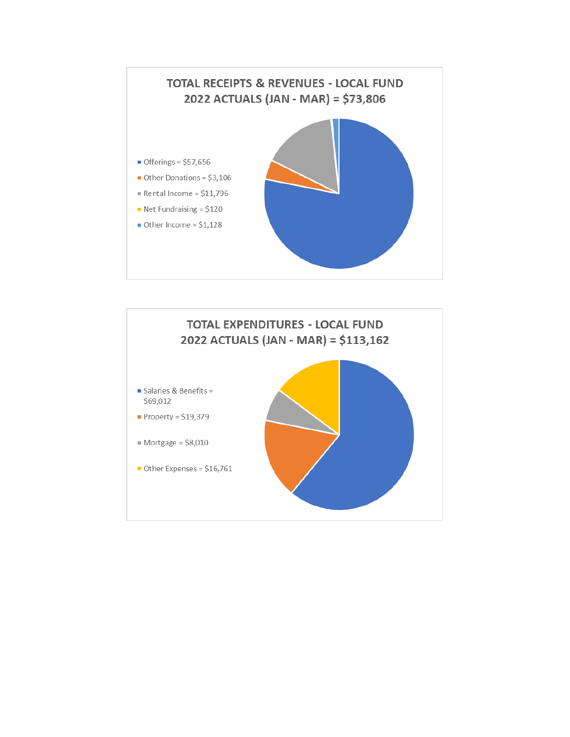## TOTAL RECEIPTS & REVENUES - LOCAL FUND
## 2022 ACTUALS (JAN - MAR) = $73,806

- Offerings = $57,656
- Other Donations = $3,106
- Rental Income = $11,796
- Net Fundraising = $120
- Other Income = $1,128

## TOTAL EXPENDITURES - LOCAL FUND
## 2022 ACTUALS (JAN - MAR) = $113,162

- Salaries & Benefits = $69,012
- Property = $19,379
- Mortgage = $8,010
- Other Expenses = $16,761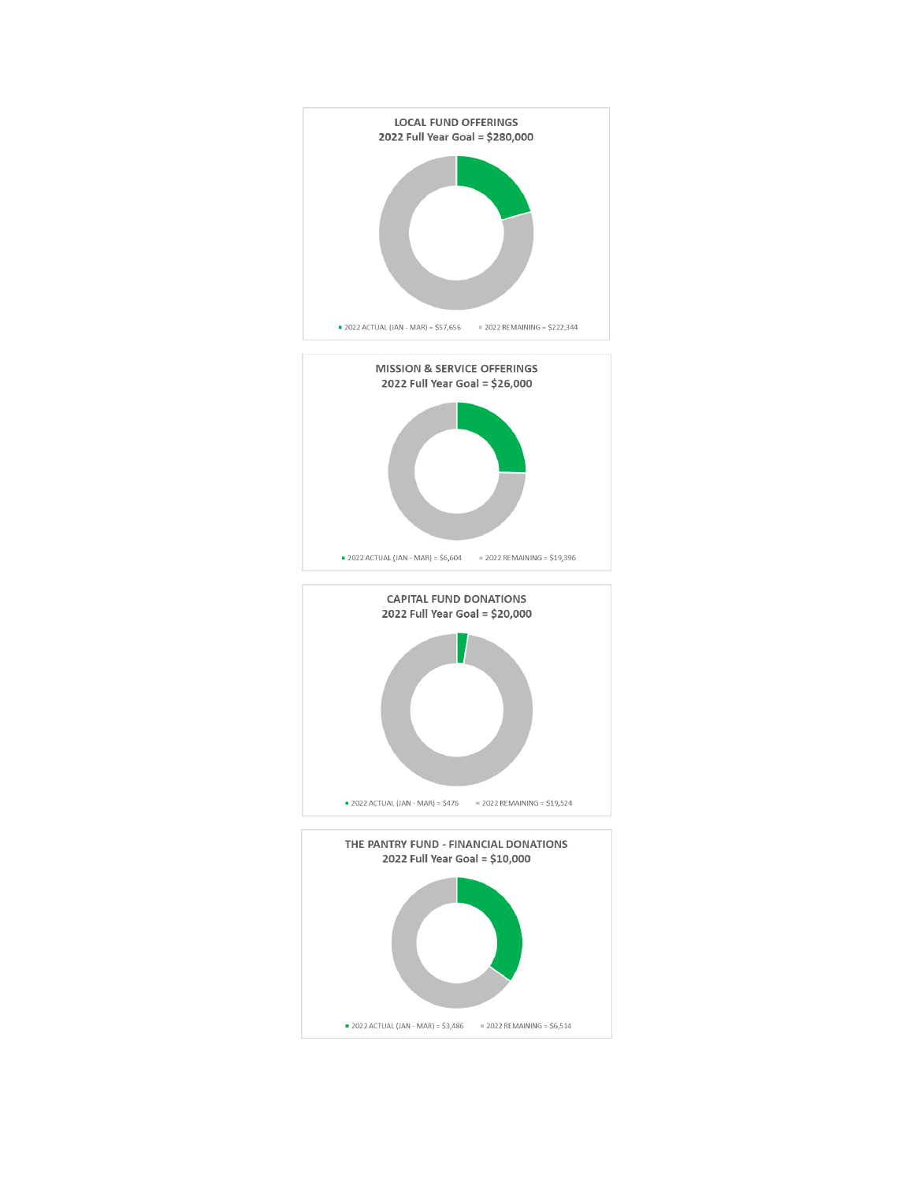LOCAL FUND OFFERINGS
2022 Full Year Goal = $280,000

2022 ACTUAL (JAN - MAR) = $57,656
2022 REMAINING = $222,344

MISSION & SERVICE OFFERINGS
2022 Full Year Goal = $26,000

2022 ACTUAL (JAN - MAR) = $6,604
2022 REMAINING = $19,396

CAPITAL FUND DONATIONS
2022 Full Year Goal = $20,000

2022 ACTUAL (JAN - MAR) = $476
2022 REMAINING = $19,524

THE PANTRY FUND - FINANCIAL DONATIONS
2022 Full Year Goal = $10,000

2022 ACTUAL (JAN - MAR) = $3,486
2022 REMAINING = $6,514